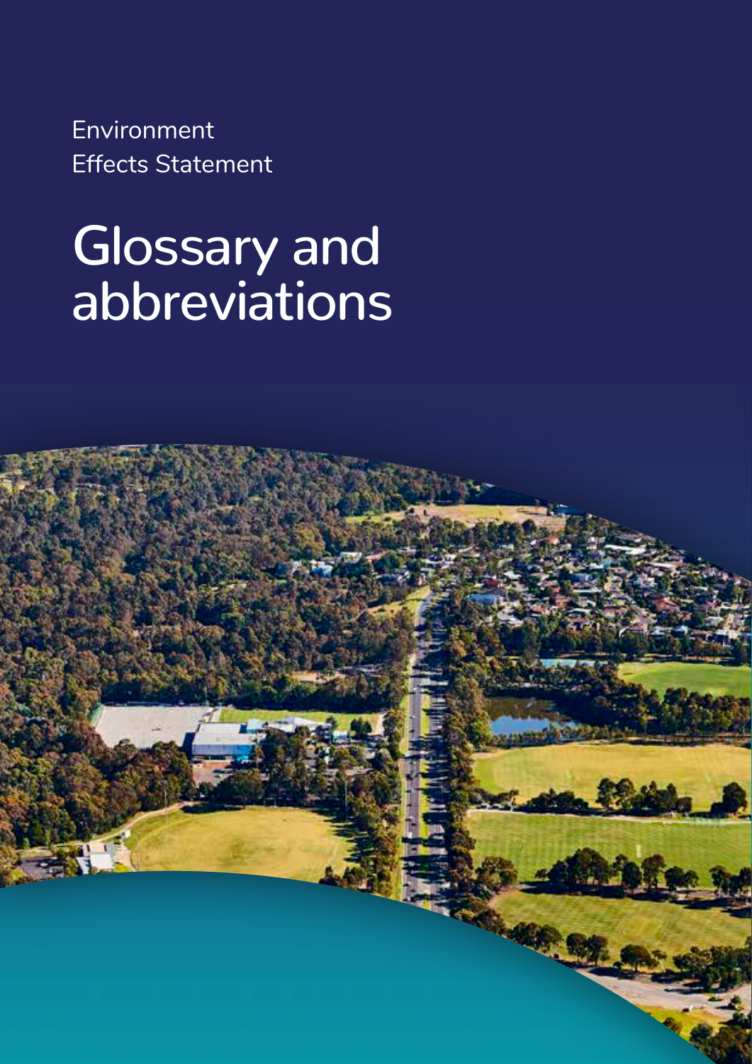Environment Effects Statement

# Glossary and abbreviations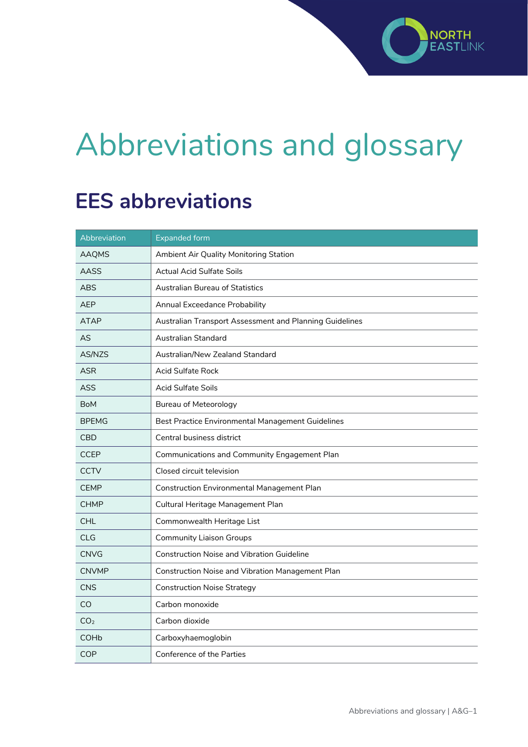# Abbreviations and glossary

## EES abbreviations

| Abbreviation | Expanded form |
|---|---|
| AAQMS | Ambient Air Quality Monitoring Station |
| AASS | Actual Acid Sulfate Soils |
| ABS | Australian Bureau of Statistics |
| AEP | Annual Exceedance Probability |
| ATAP | Australian Transport Assessment and Planning Guidelines |
| AS | Australian Standard |
| AS/NZS | Australian/New Zealand Standard |
| ASR | Acid Sulfate Rock |
| ASS | Acid Sulfate Soils |
| BoM | Bureau of Meteorology |
| BPEMG | Best Practice Environmental Management Guidelines |
| CBD | Central business district |
| CCEP | Communications and Community Engagement Plan |
| CCTV | Closed circuit television |
| CEMP | Construction Environmental Management Plan |
| CHMP | Cultural Heritage Management Plan |
| CHL | Commonwealth Heritage List |
| CLG | Community Liaison Groups |
| CNVG | Construction Noise and Vibration Guideline |
| CNVMP | Construction Noise and Vibration Management Plan |
| CNS | Construction Noise Strategy |
| CO | Carbon monoxide |
| $CO_2$ | Carbon dioxide |
| COHb | Carboxyhaemoglobin |
| COP | Conference of the Parties |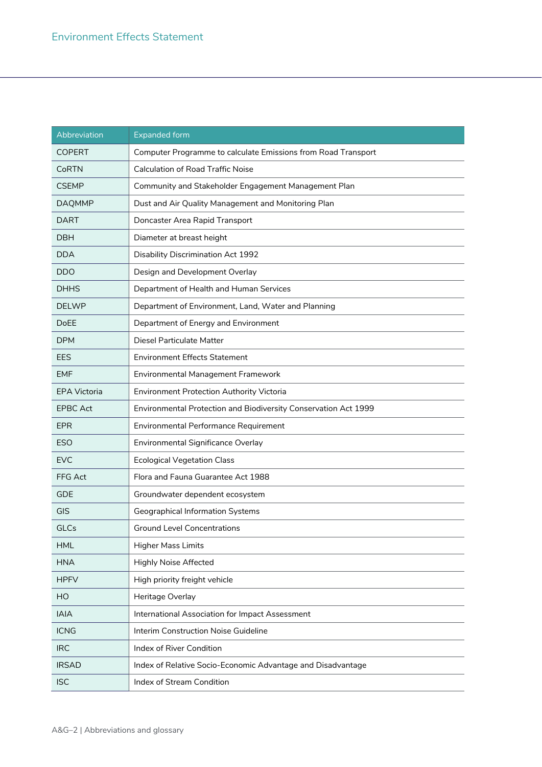| Abbreviation | Expanded form |
|---|---|
| COPERT | Computer Programme to calculate Emissions from Road Transport |
| CoRTN | Calculation of Road Traffic Noise |
| CSEMP | Community and Stakeholder Engagement Management Plan |
| DAQMMP | Dust and Air Quality Management and Monitoring Plan |
| DART | Doncaster Area Rapid Transport |
| DBH | Diameter at breast height |
| DDA | Disability Discrimination Act 1992 |
| DDO | Design and Development Overlay |
| DHHS | Department of Health and Human Services |
| DELWP | Department of Environment, Land, Water and Planning |
| DoEE | Department of Energy and Environment |
| DPM | Diesel Particulate Matter |
| EES | Environment Effects Statement |
| EMF | Environmental Management Framework |
| EPA Victoria | Environment Protection Authority Victoria |
| EPBC Act | Environmental Protection and Biodiversity Conservation Act 1999 |
| EPR | Environmental Performance Requirement |
| ESO | Environmental Significance Overlay |
| EVC | Ecological Vegetation Class |
| FFG Act | Flora and Fauna Guarantee Act 1988 |
| GDE | Groundwater dependent ecosystem |
| GIS | Geographical Information Systems |
| GLCs | Ground Level Concentrations |
| HML | Higher Mass Limits |
| HNA | Highly Noise Affected |
| HPFV | High priority freight vehicle |
| HO | Heritage Overlay |
| IAIA | International Association for Impact Assessment |
| ICNG | Interim Construction Noise Guideline |
| IRC | Index of River Condition |
| IRSAD | Index of Relative Socio-Economic Advantage and Disadvantage |
| ISC | Index of Stream Condition |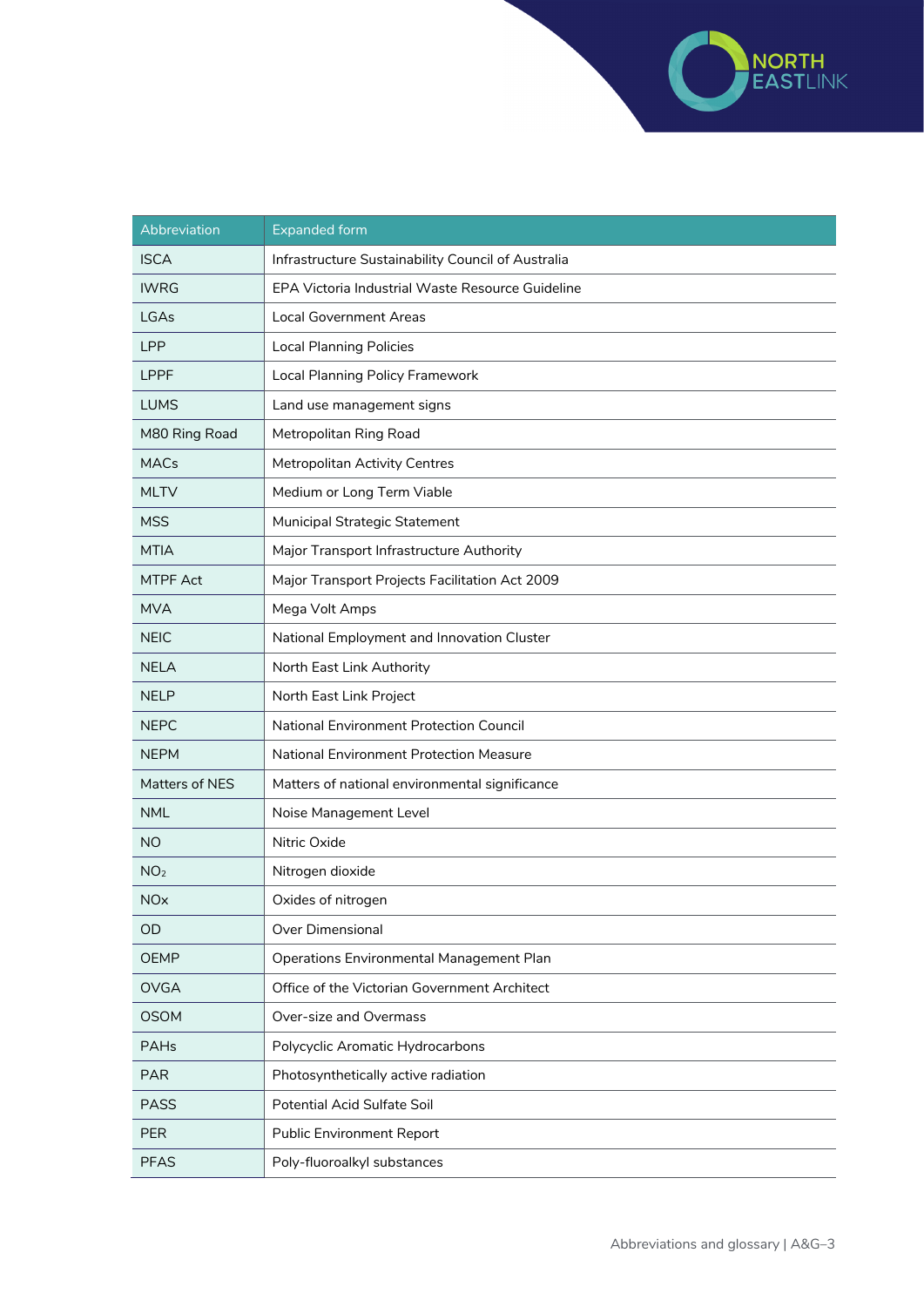| Abbreviation | Expanded form |
| --- | --- |
| ISCA | Infrastructure Sustainability Council of Australia |
| IWRG | EPA Victoria Industrial Waste Resource Guideline |
| LGAs | Local Government Areas |
| LPP | Local Planning Policies |
| LPPF | Local Planning Policy Framework |
| LUMS | Land use management signs |
| M80 Ring Road | Metropolitan Ring Road |
| MACs | Metropolitan Activity Centres |
| MLTV | Medium or Long Term Viable |
| MSS | Municipal Strategic Statement |
| MTIA | Major Transport Infrastructure Authority |
| MTPF Act | Major Transport Projects Facilitation Act 2009 |
| MVA | Mega Volt Amps |
| NEIC | National Employment and Innovation Cluster |
| NELA | North East Link Authority |
| NELP | North East Link Project |
| NEPC | National Environment Protection Council |
| NEPM | National Environment Protection Measure |
| Matters of NES | Matters of national environmental significance |
| NML | Noise Management Level |
| NO | Nitric Oxide |
| $NO_2$ | Nitrogen dioxide |
| NOx | Oxides of nitrogen |
| OD | Over Dimensional |
| OEMP | Operations Environmental Management Plan |
| OVGA | Office of the Victorian Government Architect |
| OSOM | Over-size and Overmass |
| PAHs | Polycyclic Aromatic Hydrocarbons |
| PAR | Photosynthetically active radiation |
| PASS | Potential Acid Sulfate Soil |
| PER | Public Environment Report |
| PFAS | Poly-fluoroalkyl substances |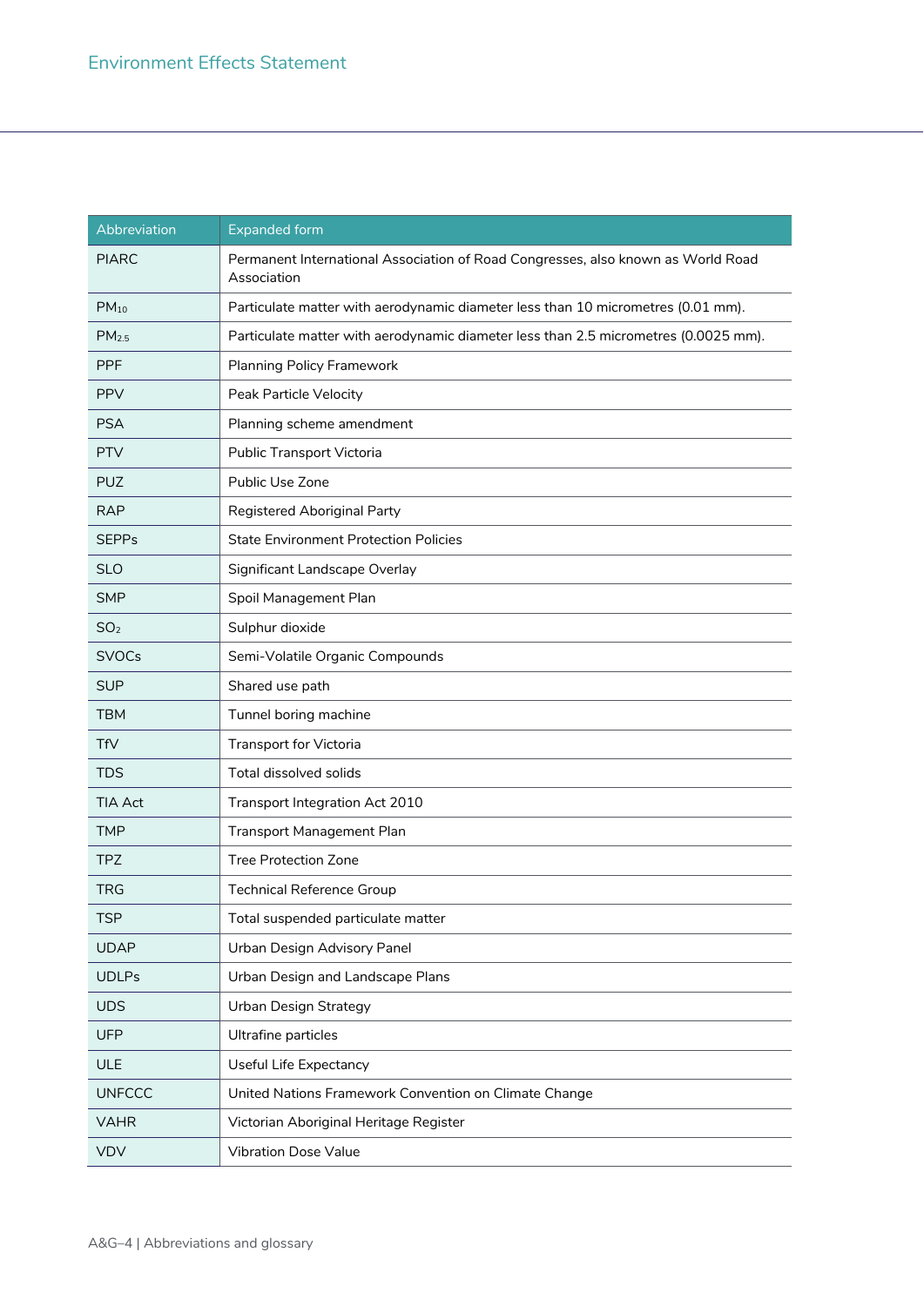| Abbreviation | Expanded form |
| --- | --- |
| PIARC | Permanent International Association of Road Congresses, also known as World Road Association |
| $PM_{10}$ | Particulate matter with aerodynamic diameter less than 10 micrometres (0.01 mm). |
| $PM_{2.5}$ | Particulate matter with aerodynamic diameter less than 2.5 micrometres (0.0025 mm). |
| PPF | Planning Policy Framework |
| PPV | Peak Particle Velocity |
| PSA | Planning scheme amendment |
| PTV | Public Transport Victoria |
| PUZ | Public Use Zone |
| RAP | Registered Aboriginal Party |
| SEPPs | State Environment Protection Policies |
| SLO | Significant Landscape Overlay |
| SMP | Spoil Management Plan |
| $SO_2$ | Sulphur dioxide |
| SVOCs | Semi-Volatile Organic Compounds |
| SUP | Shared use path |
| TBM | Tunnel boring machine |
| TfV | Transport for Victoria |
| TDS | Total dissolved solids |
| TIA Act | Transport Integration Act 2010 |
| TMP | Transport Management Plan |
| TPZ | Tree Protection Zone |
| TRG | Technical Reference Group |
| TSP | Total suspended particulate matter |
| UDAP | Urban Design Advisory Panel |
| UDLPs | Urban Design and Landscape Plans |
| UDS | Urban Design Strategy |
| UFP | Ultrafine particles |
| ULE | Useful Life Expectancy |
| UNFCCC | United Nations Framework Convention on Climate Change |
| VAHR | Victorian Aboriginal Heritage Register |
| VDV | Vibration Dose Value |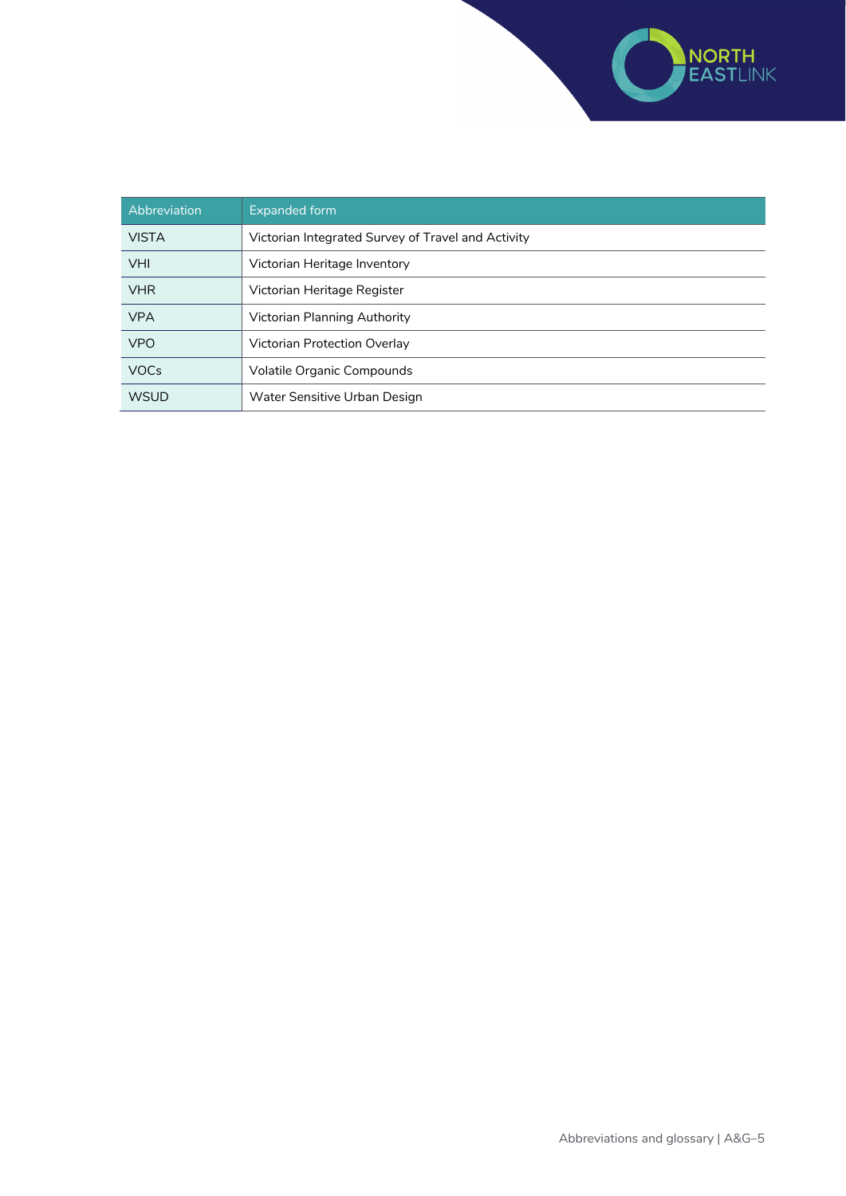| Abbreviation | Expanded form |
|---|---|
| VISTA | Victorian Integrated Survey of Travel and Activity |
| VHI | Victorian Heritage Inventory |
| VHR | Victorian Heritage Register |
| VPA | Victorian Planning Authority |
| VPO | Victorian Protection Overlay |
| VOCs | Volatile Organic Compounds |
| WSUD | Water Sensitive Urban Design |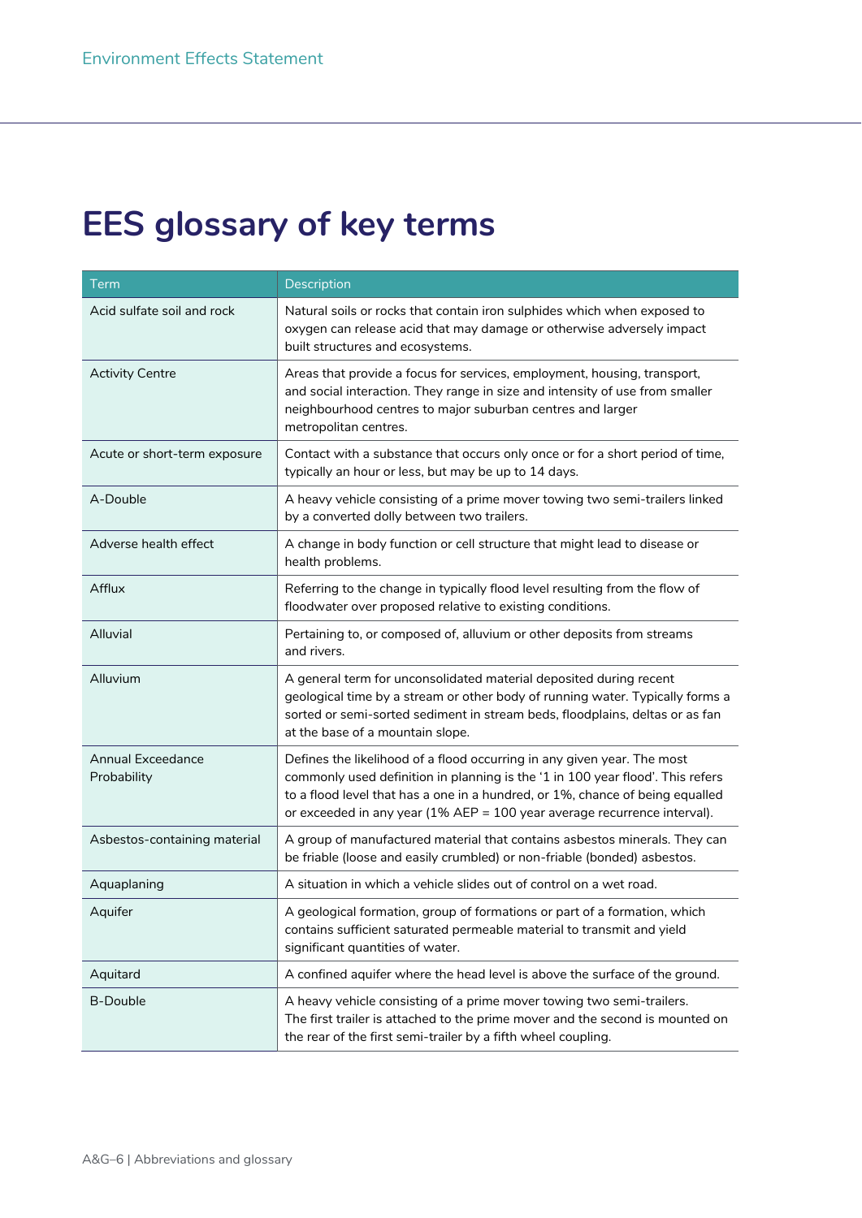# EES glossary of key terms

| Term | Description |
| --- | --- |
| Acid sulfate soil and rock | Natural soils or rocks that contain iron sulphides which when exposed to oxygen can release acid that may damage or otherwise adversely impact built structures and ecosystems. |
| Activity Centre | Areas that provide a focus for services, employment, housing, transport, and social interaction. They range in size and intensity of use from smaller neighbourhood centres to major suburban centres and larger metropolitan centres. |
| Acute or short-term exposure | Contact with a substance that occurs only once or for a short period of time, typically an hour or less, but may be up to 14 days. |
| A-Double | A heavy vehicle consisting of a prime mover towing two semi-trailers linked by a converted dolly between two trailers. |
| Adverse health effect | A change in body function or cell structure that might lead to disease or health problems. |
| Afflux | Referring to the change in typically flood level resulting from the flow of floodwater over proposed relative to existing conditions. |
| Alluvial | Pertaining to, or composed of, alluvium or other deposits from streams and rivers. |
| Alluvium | A general term for unconsolidated material deposited during recent geological time by a stream or other body of running water. Typically forms a sorted or semi-sorted sediment in stream beds, floodplains, deltas or as fan at the base of a mountain slope. |
| Annual Exceedance Probability | Defines the likelihood of a flood occurring in any given year. The most commonly used definition in planning is the '1 in 100 year flood'. This refers to a flood level that has a one in a hundred, or 1%, chance of being equalled or exceeded in any year (1% AEP = 100 year average recurrence interval). |
| Asbestos-containing material | A group of manufactured material that contains asbestos minerals. They can be friable (loose and easily crumbled) or non-friable (bonded) asbestos. |
| Aquaplaning | A situation in which a vehicle slides out of control on a wet road. |
| Aquifer | A geological formation, group of formations or part of a formation, which contains sufficient saturated permeable material to transmit and yield significant quantities of water. |
| Aquitard | A confined aquifer where the head level is above the surface of the ground. |
| B-Double | A heavy vehicle consisting of a prime mover towing two semi-trailers. The first trailer is attached to the prime mover and the second is mounted on the rear of the first semi-trailer by a fifth wheel coupling. |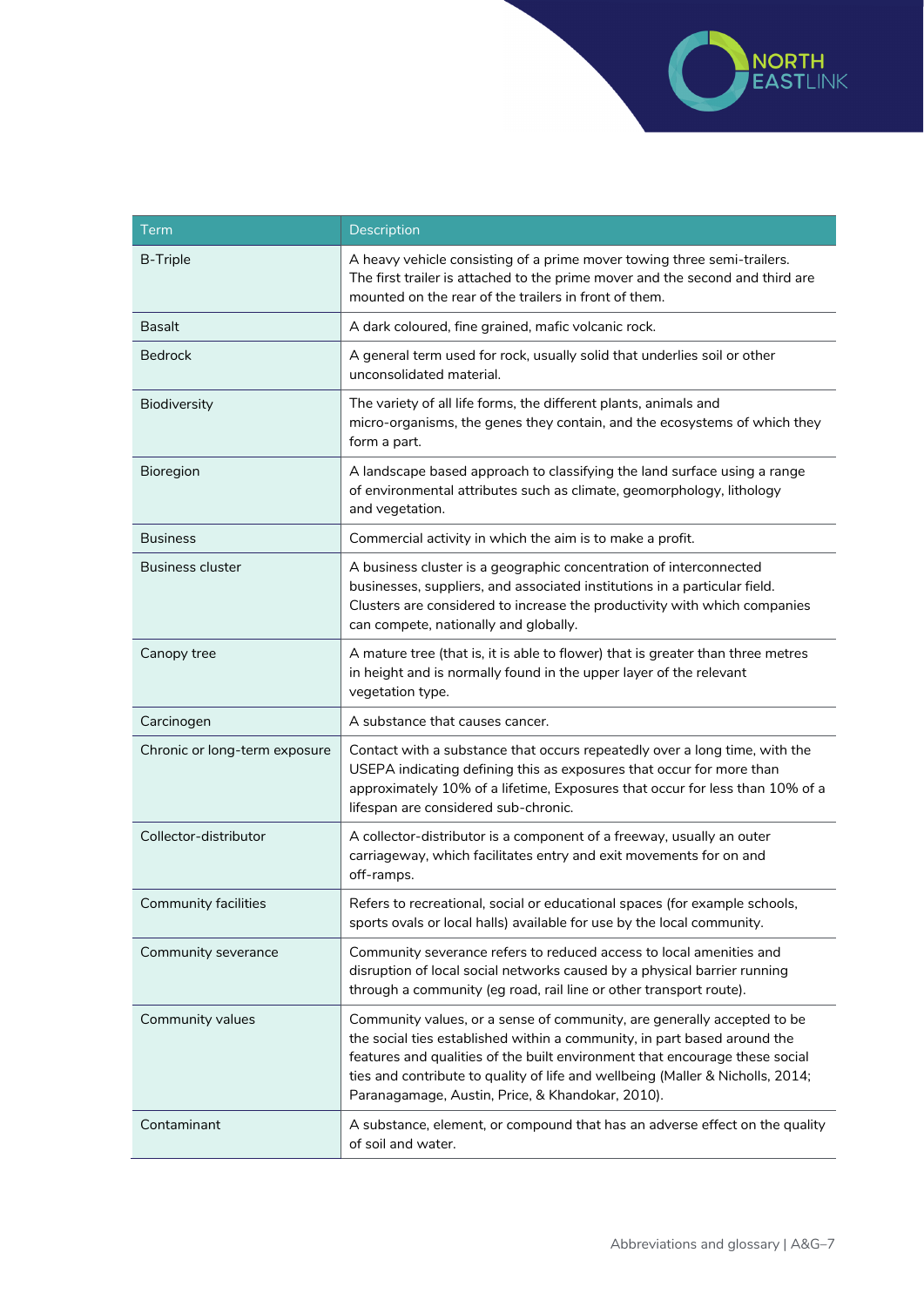| Term | Description |
| --- | --- |
| B-Triple | A heavy vehicle consisting of a prime mover towing three semi-trailers. The first trailer is attached to the prime mover and the second and third are mounted on the rear of the trailers in front of them. |
| Basalt | A dark coloured, fine grained, mafic volcanic rock. |
| Bedrock | A general term used for rock, usually solid that underlies soil or other unconsolidated material. |
| Biodiversity | The variety of all life forms, the different plants, animals and micro-organisms, the genes they contain, and the ecosystems of which they form a part. |
| Bioregion | A landscape based approach to classifying the land surface using a range of environmental attributes such as climate, geomorphology, lithology and vegetation. |
| Business | Commercial activity in which the aim is to make a profit. |
| Business cluster | A business cluster is a geographic concentration of interconnected businesses, suppliers, and associated institutions in a particular field. Clusters are considered to increase the productivity with which companies can compete, nationally and globally. |
| Canopy tree | A mature tree (that is, it is able to flower) that is greater than three metres in height and is normally found in the upper layer of the relevant vegetation type. |
| Carcinogen | A substance that causes cancer. |
| Chronic or long-term exposure | Contact with a substance that occurs repeatedly over a long time, with the USEPA indicating defining this as exposures that occur for more than approximately 10% of a lifetime, Exposures that occur for less than 10% of a lifespan are considered sub-chronic. |
| Collector-distributor | A collector-distributor is a component of a freeway, usually an outer carriageway, which facilitates entry and exit movements for on and off-ramps. |
| Community facilities | Refers to recreational, social or educational spaces (for example schools, sports ovals or local halls) available for use by the local community. |
| Community severance | Community severance refers to reduced access to local amenities and disruption of local social networks caused by a physical barrier running through a community (eg road, rail line or other transport route). |
| Community values | Community values, or a sense of community, are generally accepted to be the social ties established within a community, in part based around the features and qualities of the built environment that encourage these social ties and contribute to quality of life and wellbeing (Maller & Nicholls, 2014; Paranagamage, Austin, Price, & Khandokar, 2010). |
| Contaminant | A substance, element, or compound that has an adverse effect on the quality of soil and water. |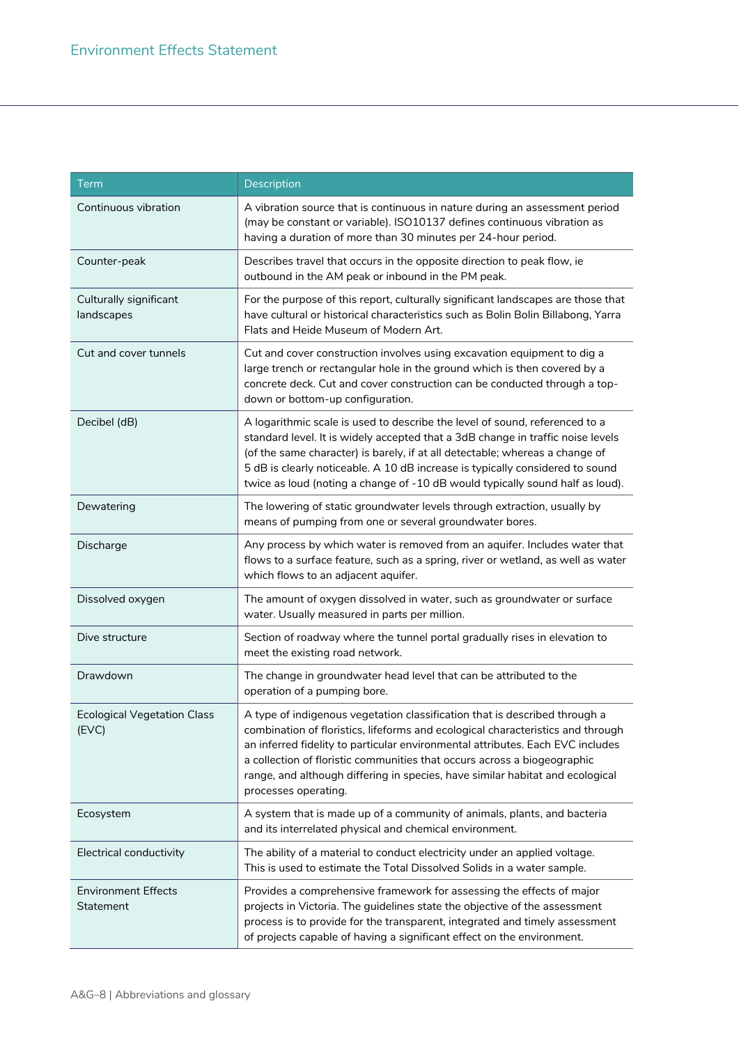| Term | Description |
| --- | --- |
| Continuous vibration | A vibration source that is continuous in nature during an assessment period (may be constant or variable). ISO10137 defines continuous vibration as having a duration of more than 30 minutes per 24-hour period. |
| Counter-peak | Describes travel that occurs in the opposite direction to peak flow, ie outbound in the AM peak or inbound in the PM peak. |
| Culturally significant landscapes | For the purpose of this report, culturally significant landscapes are those that have cultural or historical characteristics such as Bolin Bolin Billabong, Yarra Flats and Heide Museum of Modern Art. |
| Cut and cover tunnels | Cut and cover construction involves using excavation equipment to dig a large trench or rectangular hole in the ground which is then covered by a concrete deck. Cut and cover construction can be conducted through a top-down or bottom-up configuration. |
| Decibel (dB) | A logarithmic scale is used to describe the level of sound, referenced to a standard level. It is widely accepted that a 3dB change in traffic noise levels (of the same character) is barely, if at all detectable; whereas a change of 5 dB is clearly noticeable. A 10 dB increase is typically considered to sound twice as loud (noting a change of -10 dB would typically sound half as loud). |
| Dewatering | The lowering of static groundwater levels through extraction, usually by means of pumping from one or several groundwater bores. |
| Discharge | Any process by which water is removed from an aquifer. Includes water that flows to a surface feature, such as a spring, river or wetland, as well as water which flows to an adjacent aquifer. |
| Dissolved oxygen | The amount of oxygen dissolved in water, such as groundwater or surface water. Usually measured in parts per million. |
| Dive structure | Section of roadway where the tunnel portal gradually rises in elevation to meet the existing road network. |
| Drawdown | The change in groundwater head level that can be attributed to the operation of a pumping bore. |
| Ecological Vegetation Class (EVC) | A type of indigenous vegetation classification that is described through a combination of floristics, lifeforms and ecological characteristics and through an inferred fidelity to particular environmental attributes. Each EVC includes a collection of floristic communities that occurs across a biogeographic range, and although differing in species, have similar habitat and ecological processes operating. |
| Ecosystem | A system that is made up of a community of animals, plants, and bacteria and its interrelated physical and chemical environment. |
| Electrical conductivity | The ability of a material to conduct electricity under an applied voltage. This is used to estimate the Total Dissolved Solids in a water sample. |
| Environment Effects Statement | Provides a comprehensive framework for assessing the effects of major projects in Victoria. The guidelines state the objective of the assessment process is to provide for the transparent, integrated and timely assessment of projects capable of having a significant effect on the environment. |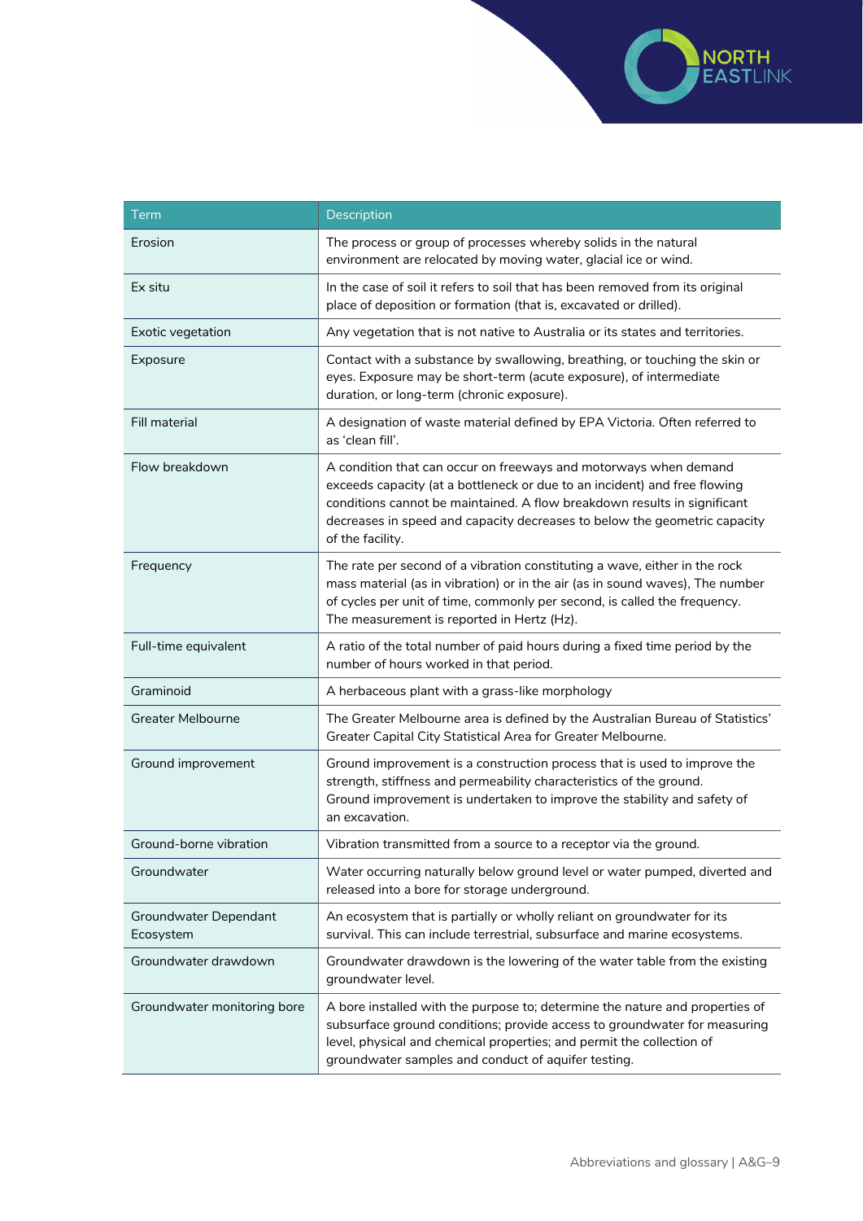| Term | Description |
| --- | --- |
| Erosion | The process or group of processes whereby solids in the natural environment are relocated by moving water, glacial ice or wind. |
| Ex situ | In the case of soil it refers to soil that has been removed from its original place of deposition or formation (that is, excavated or drilled). |
| Exotic vegetation | Any vegetation that is not native to Australia or its states and territories. |
| Exposure | Contact with a substance by swallowing, breathing, or touching the skin or eyes. Exposure may be short-term (acute exposure), of intermediate duration, or long-term (chronic exposure). |
| Fill material | A designation of waste material defined by EPA Victoria. Often referred to as 'clean fill'. |
| Flow breakdown | A condition that can occur on freeways and motorways when demand exceeds capacity (at a bottleneck or due to an incident) and free flowing conditions cannot be maintained. A flow breakdown results in significant decreases in speed and capacity decreases to below the geometric capacity of the facility. |
| Frequency | The rate per second of a vibration constituting a wave, either in the rock mass material (as in vibration) or in the air (as in sound waves), The number of cycles per unit of time, commonly per second, is called the frequency. The measurement is reported in Hertz (Hz). |
| Full-time equivalent | A ratio of the total number of paid hours during a fixed time period by the number of hours worked in that period. |
| Graminoid | A herbaceous plant with a grass-like morphology |
| Greater Melbourne | The Greater Melbourne area is defined by the Australian Bureau of Statistics' Greater Capital City Statistical Area for Greater Melbourne. |
| Ground improvement | Ground improvement is a construction process that is used to improve the strength, stiffness and permeability characteristics of the ground. Ground improvement is undertaken to improve the stability and safety of an excavation. |
| Ground-borne vibration | Vibration transmitted from a source to a receptor via the ground. |
| Groundwater | Water occurring naturally below ground level or water pumped, diverted and released into a bore for storage underground. |
| Groundwater Dependant Ecosystem | An ecosystem that is partially or wholly reliant on groundwater for its survival. This can include terrestrial, subsurface and marine ecosystems. |
| Groundwater drawdown | Groundwater drawdown is the lowering of the water table from the existing groundwater level. |
| Groundwater monitoring bore | A bore installed with the purpose to; determine the nature and properties of subsurface ground conditions; provide access to groundwater for measuring level, physical and chemical properties; and permit the collection of groundwater samples and conduct of aquifer testing. |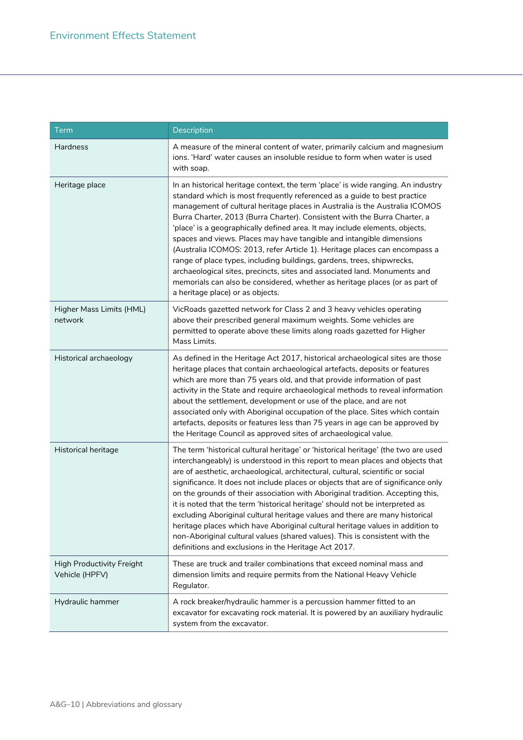| Term | Description |
| --- | --- |
| Hardness | A measure of the mineral content of water, primarily calcium and magnesium ions. 'Hard' water causes an insoluble residue to form when water is used with soap. |
| Heritage place | In an historical heritage context, the term 'place' is wide ranging. An industry standard which is most frequently referenced as a guide to best practice management of cultural heritage places in Australia is the Australia ICOMOS Burra Charter, 2013 (Burra Charter). Consistent with the Burra Charter, a 'place' is a geographically defined area. It may include elements, objects, spaces and views. Places may have tangible and intangible dimensions (Australia ICOMOS: 2013, refer Article 1). Heritage places can encompass a range of place types, including buildings, gardens, trees, shipwrecks, archaeological sites, precincts, sites and associated land. Monuments and memorials can also be considered, whether as heritage places (or as part of a heritage place) or as objects. |
| Higher Mass Limits (HML) network | VicRoads gazetted network for Class 2 and 3 heavy vehicles operating above their prescribed general maximum weights. Some vehicles are permitted to operate above these limits along roads gazetted for Higher Mass Limits. |
| Historical archaeology | As defined in the Heritage Act 2017, historical archaeological sites are those heritage places that contain archaeological artefacts, deposits or features which are more than 75 years old, and that provide information of past activity in the State and require archaeological methods to reveal information about the settlement, development or use of the place, and are not associated only with Aboriginal occupation of the place. Sites which contain artefacts, deposits or features less than 75 years in age can be approved by the Heritage Council as approved sites of archaeological value. |
| Historical heritage | The term 'historical cultural heritage' or 'historical heritage' (the two are used interchangeably) is understood in this report to mean places and objects that are of aesthetic, archaeological, architectural, cultural, scientific or social significance. It does not include places or objects that are of significance only on the grounds of their association with Aboriginal tradition. Accepting this, it is noted that the term 'historical heritage' should not be interpreted as excluding Aboriginal cultural heritage values and there are many historical heritage places which have Aboriginal cultural heritage values in addition to non-Aboriginal cultural values (shared values). This is consistent with the definitions and exclusions in the Heritage Act 2017. |
| High Productivity Freight Vehicle (HPFV) | These are truck and trailer combinations that exceed nominal mass and dimension limits and require permits from the National Heavy Vehicle Regulator. |
| Hydraulic hammer | A rock breaker/hydraulic hammer is a percussion hammer fitted to an excavator for excavating rock material. It is powered by an auxiliary hydraulic system from the excavator. |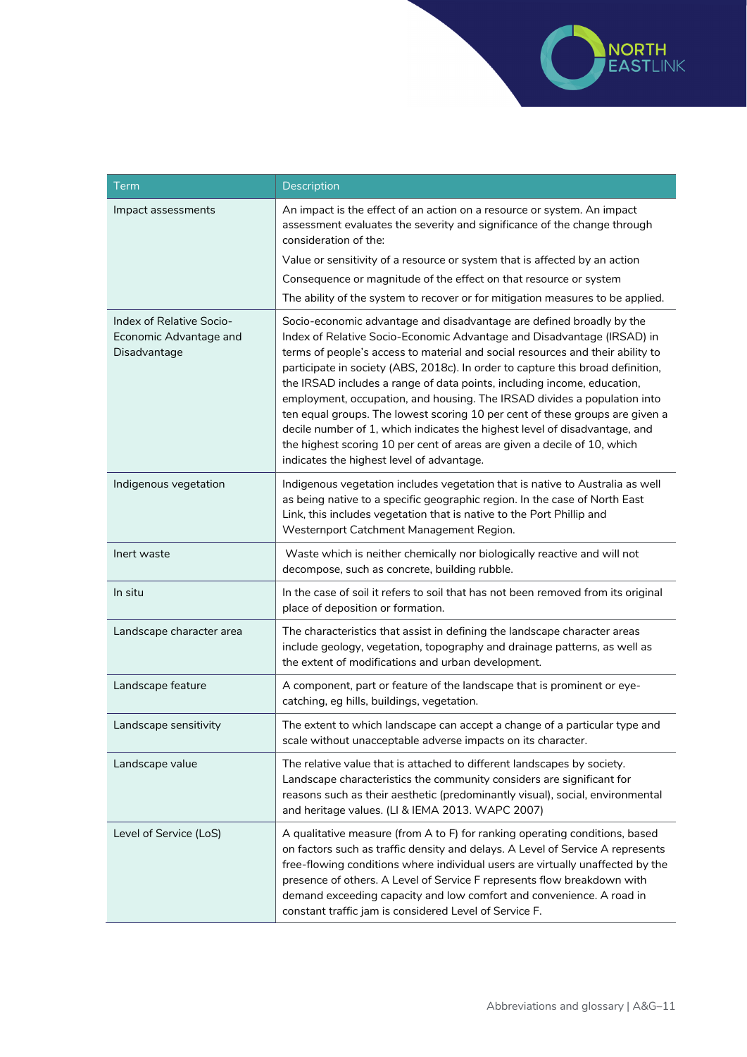| Term | Description |
| --- | --- |
| Impact assessments | An impact is the effect of an action on a resource or system. An impact assessment evaluates the severity and significance of the change through consideration of the:<br>Value or sensitivity of a resource or system that is affected by an action<br>Consequence or magnitude of the effect on that resource or system<br>The ability of the system to recover or for mitigation measures to be applied. |
| Index of Relative Socio-Economic Advantage and Disadvantage | Socio-economic advantage and disadvantage are defined broadly by the Index of Relative Socio-Economic Advantage and Disadvantage (IRSAD) in terms of people's access to material and social resources and their ability to participate in society (ABS, 2018c). In order to capture this broad definition, the IRSAD includes a range of data points, including income, education, employment, occupation, and housing. The IRSAD divides a population into ten equal groups. The lowest scoring 10 per cent of these groups are given a decile number of 1, which indicates the highest level of disadvantage, and the highest scoring 10 per cent of areas are given a decile of 10, which indicates the highest level of advantage. |
| Indigenous vegetation | Indigenous vegetation includes vegetation that is native to Australia as well as being native to a specific geographic region. In the case of North East Link, this includes vegetation that is native to the Port Phillip and Westernport Catchment Management Region. |
| Inert waste | Waste which is neither chemically nor biologically reactive and will not decompose, such as concrete, building rubble. |
| In situ | In the case of soil it refers to soil that has not been removed from its original place of deposition or formation. |
| Landscape character area | The characteristics that assist in defining the landscape character areas include geology, vegetation, topography and drainage patterns, as well as the extent of modifications and urban development. |
| Landscape feature | A component, part or feature of the landscape that is prominent or eye-catching, eg hills, buildings, vegetation. |
| Landscape sensitivity | The extent to which landscape can accept a change of a particular type and scale without unacceptable adverse impacts on its character. |
| Landscape value | The relative value that is attached to different landscapes by society. Landscape characteristics the community considers are significant for reasons such as their aesthetic (predominantly visual), social, environmental and heritage values. (LI & IEMA 2013. WAPC 2007) |
| Level of Service (LoS) | A qualitative measure (from A to F) for ranking operating conditions, based on factors such as traffic density and delays. A Level of Service A represents free-flowing conditions where individual users are virtually unaffected by the presence of others. A Level of Service F represents flow breakdown with demand exceeding capacity and low comfort and convenience. A road in constant traffic jam is considered Level of Service F. |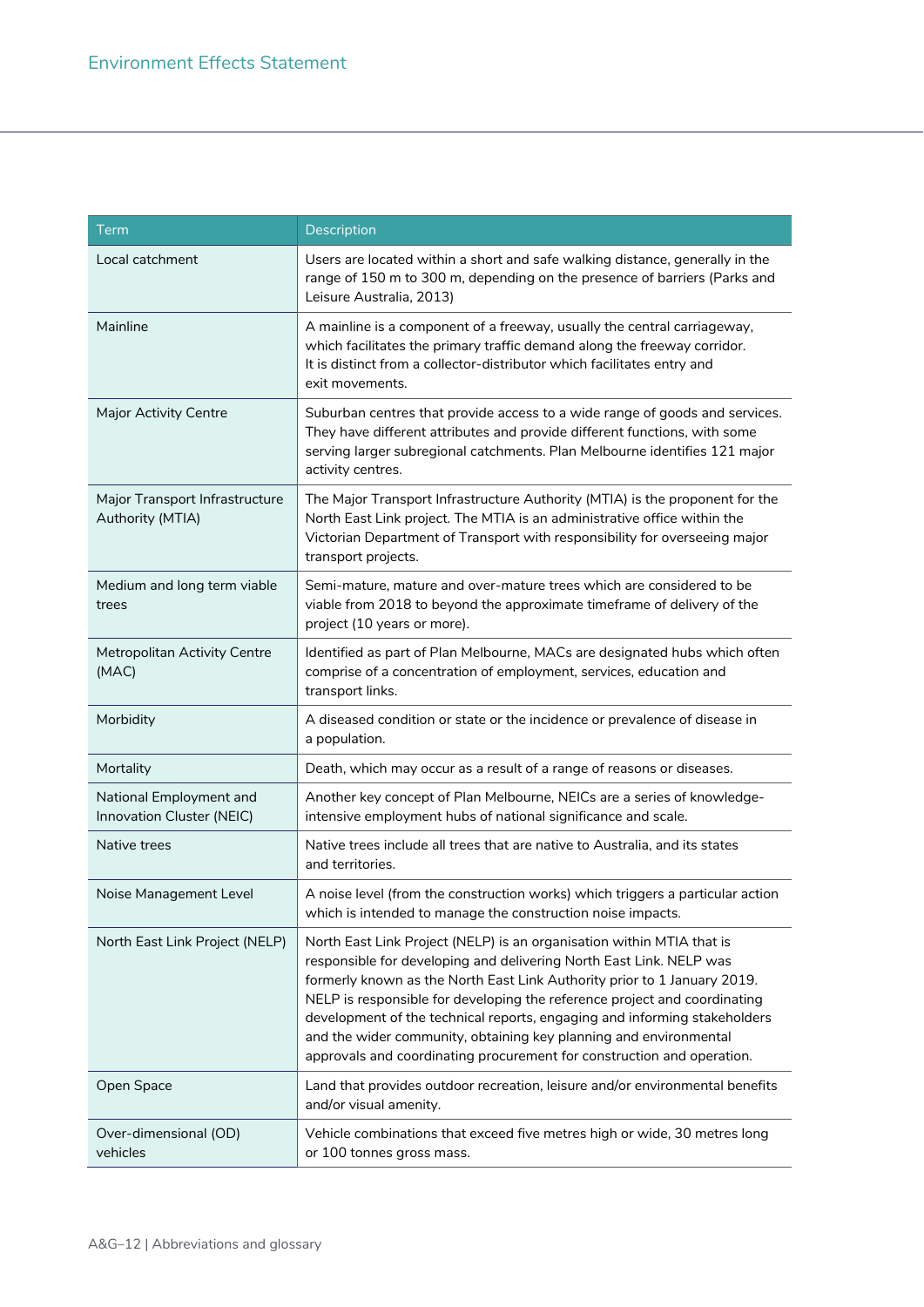| Term | Description |
|---|---|
| Local catchment | Users are located within a short and safe walking distance, generally in the range of 150 m to 300 m, depending on the presence of barriers (Parks and Leisure Australia, 2013) |
| Mainline | A mainline is a component of a freeway, usually the central carriageway, which facilitates the primary traffic demand along the freeway corridor. It is distinct from a collector-distributor which facilitates entry and exit movements. |
| Major Activity Centre | Suburban centres that provide access to a wide range of goods and services. They have different attributes and provide different functions, with some serving larger subregional catchments. Plan Melbourne identifies 121 major activity centres. |
| Major Transport Infrastructure Authority (MTIA) | The Major Transport Infrastructure Authority (MTIA) is the proponent for the North East Link project. The MTIA is an administrative office within the Victorian Department of Transport with responsibility for overseeing major transport projects. |
| Medium and long term viable trees | Semi-mature, mature and over-mature trees which are considered to be viable from 2018 to beyond the approximate timeframe of delivery of the project (10 years or more). |
| Metropolitan Activity Centre (MAC) | Identified as part of Plan Melbourne, MACs are designated hubs which often comprise of a concentration of employment, services, education and transport links. |
| Morbidity | A diseased condition or state or the incidence or prevalence of disease in a population. |
| Mortality | Death, which may occur as a result of a range of reasons or diseases. |
| National Employment and Innovation Cluster (NEIC) | Another key concept of Plan Melbourne, NEICs are a series of knowledge-intensive employment hubs of national significance and scale. |
| Native trees | Native trees include all trees that are native to Australia, and its states and territories. |
| Noise Management Level | A noise level (from the construction works) which triggers a particular action which is intended to manage the construction noise impacts. |
| North East Link Project (NELP) | North East Link Project (NELP) is an organisation within MTIA that is responsible for developing and delivering North East Link. NELP was formerly known as the North East Link Authority prior to 1 January 2019. NELP is responsible for developing the reference project and coordinating development of the technical reports, engaging and informing stakeholders and the wider community, obtaining key planning and environmental approvals and coordinating procurement for construction and operation. |
| Open Space | Land that provides outdoor recreation, leisure and/or environmental benefits and/or visual amenity. |
| Over-dimensional (OD) vehicles | Vehicle combinations that exceed five metres high or wide, 30 metres long or 100 tonnes gross mass. |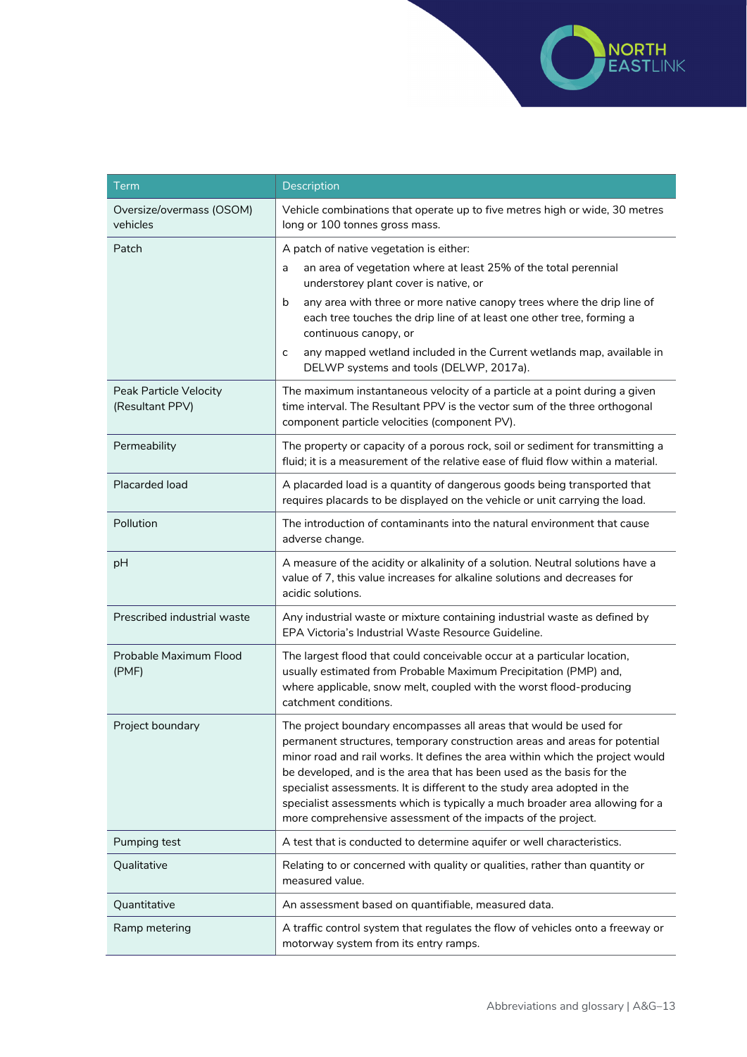| Term | Description |
| --- | --- |
| Oversize/overmass (OSOM) vehicles | Vehicle combinations that operate up to five metres high or wide, 30 metres long or 100 tonnes gross mass. |
| Patch | A patch of native vegetation is either:<br>a an area of vegetation where at least 25% of the total perennial understorey plant cover is native, or<br>b any area with three or more native canopy trees where the drip line of each tree touches the drip line of at least one other tree, forming a continuous canopy, or<br>c any mapped wetland included in the Current wetlands map, available in DELWP systems and tools (DELWP, 2017a). |
| Peak Particle Velocity (Resultant PPV) | The maximum instantaneous velocity of a particle at a point during a given time interval. The Resultant PPV is the vector sum of the three orthogonal component particle velocities (component PV). |
| Permeability | The property or capacity of a porous rock, soil or sediment for transmitting a fluid; it is a measurement of the relative ease of fluid flow within a material. |
| Placarded load | A placarded load is a quantity of dangerous goods being transported that requires placards to be displayed on the vehicle or unit carrying the load. |
| Pollution | The introduction of contaminants into the natural environment that cause adverse change. |
| pH | A measure of the acidity or alkalinity of a solution. Neutral solutions have a value of 7, this value increases for alkaline solutions and decreases for acidic solutions. |
| Prescribed industrial waste | Any industrial waste or mixture containing industrial waste as defined by EPA Victoria's Industrial Waste Resource Guideline. |
| Probable Maximum Flood (PMF) | The largest flood that could conceivable occur at a particular location, usually estimated from Probable Maximum Precipitation (PMP) and, where applicable, snow melt, coupled with the worst flood-producing catchment conditions. |
| Project boundary | The project boundary encompasses all areas that would be used for permanent structures, temporary construction areas and areas for potential minor road and rail works. It defines the area within which the project would be developed, and is the area that has been used as the basis for the specialist assessments. It is different to the study area adopted in the specialist assessments which is typically a much broader area allowing for a more comprehensive assessment of the impacts of the project. |
| Pumping test | A test that is conducted to determine aquifer or well characteristics. |
| Qualitative | Relating to or concerned with quality or qualities, rather than quantity or measured value. |
| Quantitative | An assessment based on quantifiable, measured data. |
| Ramp metering | A traffic control system that regulates the flow of vehicles onto a freeway or motorway system from its entry ramps. |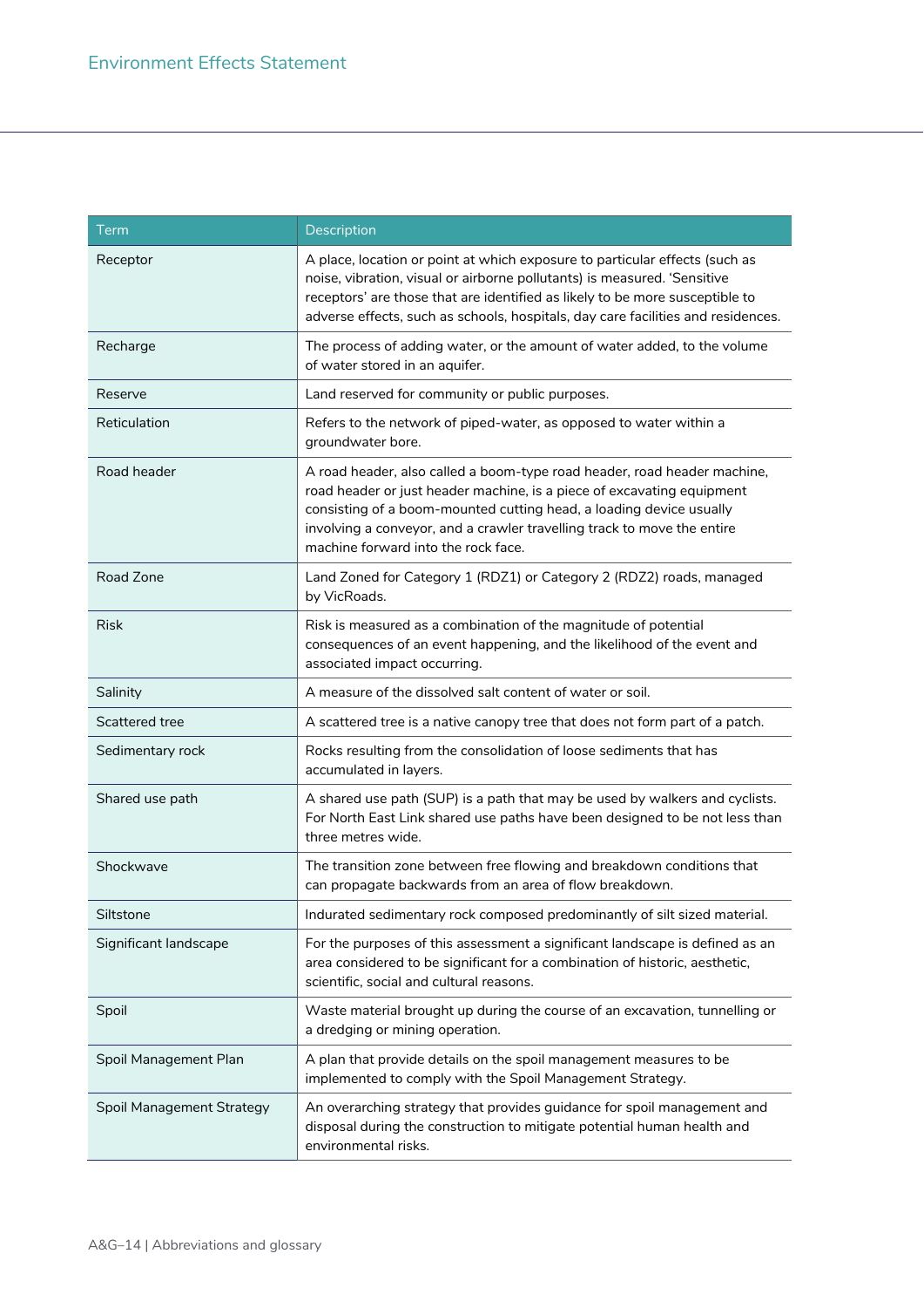| Term | Description |
| --- | --- |
| Receptor | A place, location or point at which exposure to particular effects (such as noise, vibration, visual or airborne pollutants) is measured. 'Sensitive receptors' are those that are identified as likely to be more susceptible to adverse effects, such as schools, hospitals, day care facilities and residences. |
| Recharge | The process of adding water, or the amount of water added, to the volume of water stored in an aquifer. |
| Reserve | Land reserved for community or public purposes. |
| Reticulation | Refers to the network of piped-water, as opposed to water within a groundwater bore. |
| Road header | A road header, also called a boom-type road header, road header machine, road header or just header machine, is a piece of excavating equipment consisting of a boom-mounted cutting head, a loading device usually involving a conveyor, and a crawler travelling track to move the entire machine forward into the rock face. |
| Road Zone | Land Zoned for Category 1 (RDZ1) or Category 2 (RDZ2) roads, managed by VicRoads. |
| Risk | Risk is measured as a combination of the magnitude of potential consequences of an event happening, and the likelihood of the event and associated impact occurring. |
| Salinity | A measure of the dissolved salt content of water or soil. |
| Scattered tree | A scattered tree is a native canopy tree that does not form part of a patch. |
| Sedimentary rock | Rocks resulting from the consolidation of loose sediments that has accumulated in layers. |
| Shared use path | A shared use path (SUP) is a path that may be used by walkers and cyclists. For North East Link shared use paths have been designed to be not less than three metres wide. |
| Shockwave | The transition zone between free flowing and breakdown conditions that can propagate backwards from an area of flow breakdown. |
| Siltstone | Indurated sedimentary rock composed predominantly of silt sized material. |
| Significant landscape | For the purposes of this assessment a significant landscape is defined as an area considered to be significant for a combination of historic, aesthetic, scientific, social and cultural reasons. |
| Spoil | Waste material brought up during the course of an excavation, tunnelling or a dredging or mining operation. |
| Spoil Management Plan | A plan that provide details on the spoil management measures to be implemented to comply with the Spoil Management Strategy. |
| Spoil Management Strategy | An overarching strategy that provides guidance for spoil management and disposal during the construction to mitigate potential human health and environmental risks. |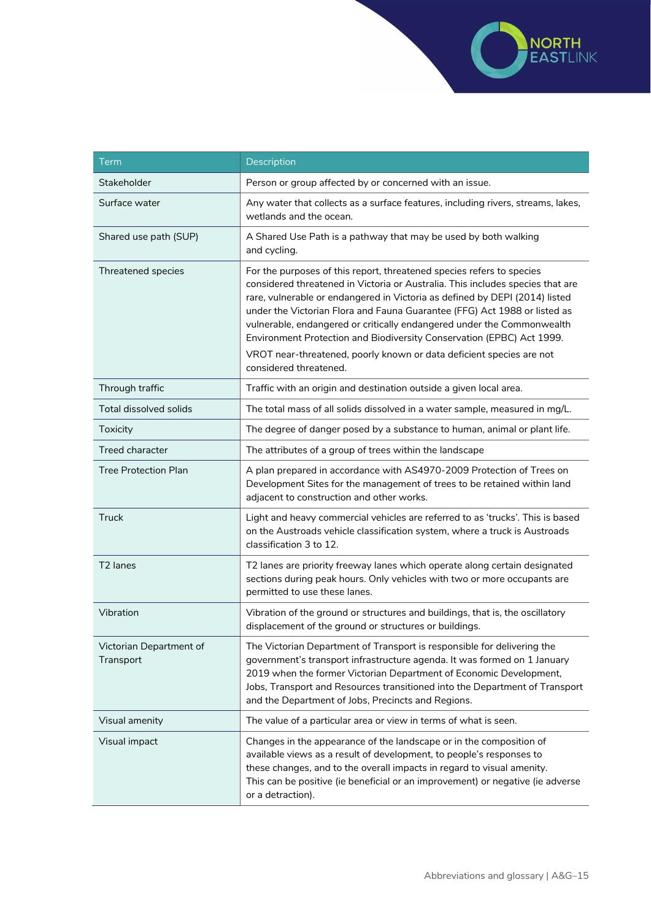| Term | Description |
|---|---|
| Stakeholder | Person or group affected by or concerned with an issue. |
| Surface water | Any water that collects as a surface features, including rivers, streams, lakes, wetlands and the ocean. |
| Shared use path (SUP) | A Shared Use Path is a pathway that may be used by both walking and cycling. |
| Threatened species | For the purposes of this report, threatened species refers to species considered threatened in Victoria or Australia. This includes species that are rare, vulnerable or endangered in Victoria as defined by DEPI (2014) listed under the Victorian Flora and Fauna Guarantee (FFG) Act 1988 or listed as vulnerable, endangered or critically endangered under the Commonwealth Environment Protection and Biodiversity Conservation (EPBC) Act 1999.<br>VROT near-threatened, poorly known or data deficient species are not considered threatened. |
| Through traffic | Traffic with an origin and destination outside a given local area. |
| Total dissolved solids | The total mass of all solids dissolved in a water sample, measured in mg/L. |
| Toxicity | The degree of danger posed by a substance to human, animal or plant life. |
| Treed character | The attributes of a group of trees within the landscape |
| Tree Protection Plan | A plan prepared in accordance with AS4970-2009 Protection of Trees on Development Sites for the management of trees to be retained within land adjacent to construction and other works. |
| Truck | Light and heavy commercial vehicles are referred to as 'trucks'. This is based on the Austroads vehicle classification system, where a truck is Austroads classification 3 to 12. |
| T2 lanes | T2 lanes are priority freeway lanes which operate along certain designated sections during peak hours. Only vehicles with two or more occupants are permitted to use these lanes. |
| Vibration | Vibration of the ground or structures and buildings, that is, the oscillatory displacement of the ground or structures or buildings. |
| Victorian Department of Transport | The Victorian Department of Transport is responsible for delivering the government's transport infrastructure agenda. It was formed on 1 January 2019 when the former Victorian Department of Economic Development, Jobs, Transport and Resources transitioned into the Department of Transport and the Department of Jobs, Precincts and Regions. |
| Visual amenity | The value of a particular area or view in terms of what is seen. |
| Visual impact | Changes in the appearance of the landscape or in the composition of available views as a result of development, to people's responses to these changes, and to the overall impacts in regard to visual amenity. This can be positive (ie beneficial or an improvement) or negative (ie adverse or a detraction). |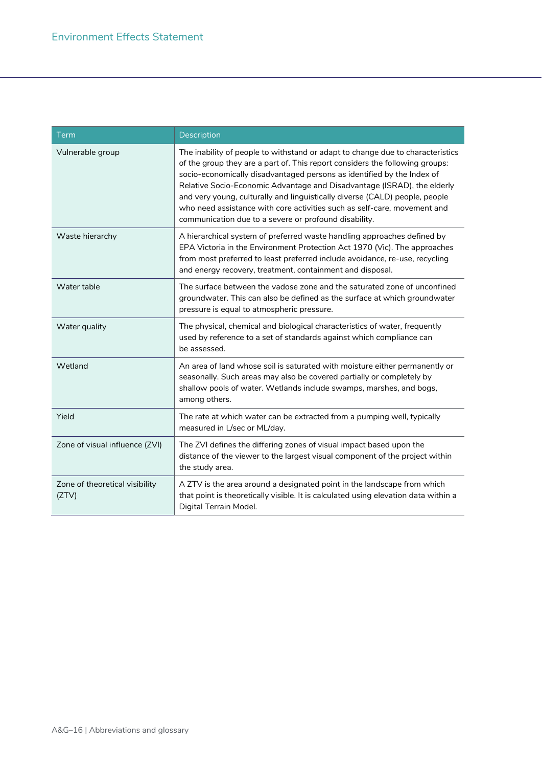| Term | Description |
|---|---|
| Vulnerable group | The inability of people to withstand or adapt to change due to characteristics of the group they are a part of. This report considers the following groups: socio-economically disadvantaged persons as identified by the Index of Relative Socio-Economic Advantage and Disadvantage (ISRAD), the elderly and very young, culturally and linguistically diverse (CALD) people, people who need assistance with core activities such as self-care, movement and communication due to a severe or profound disability. |
| Waste hierarchy | A hierarchical system of preferred waste handling approaches defined by EPA Victoria in the Environment Protection Act 1970 (Vic). The approaches from most preferred to least preferred include avoidance, re-use, recycling and energy recovery, treatment, containment and disposal. |
| Water table | The surface between the vadose zone and the saturated zone of unconfined groundwater. This can also be defined as the surface at which groundwater pressure is equal to atmospheric pressure. |
| Water quality | The physical, chemical and biological characteristics of water, frequently used by reference to a set of standards against which compliance can be assessed. |
| Wetland | An area of land whose soil is saturated with moisture either permanently or seasonally. Such areas may also be covered partially or completely by shallow pools of water. Wetlands include swamps, marshes, and bogs, among others. |
| Yield | The rate at which water can be extracted from a pumping well, typically measured in L/sec or ML/day. |
| Zone of visual influence (ZVI) | The ZVI defines the differing zones of visual impact based upon the distance of the viewer to the largest visual component of the project within the study area. |
| Zone of theoretical visibility (ZTV) | A ZTV is the area around a designated point in the landscape from which that point is theoretically visible. It is calculated using elevation data within a Digital Terrain Model. |